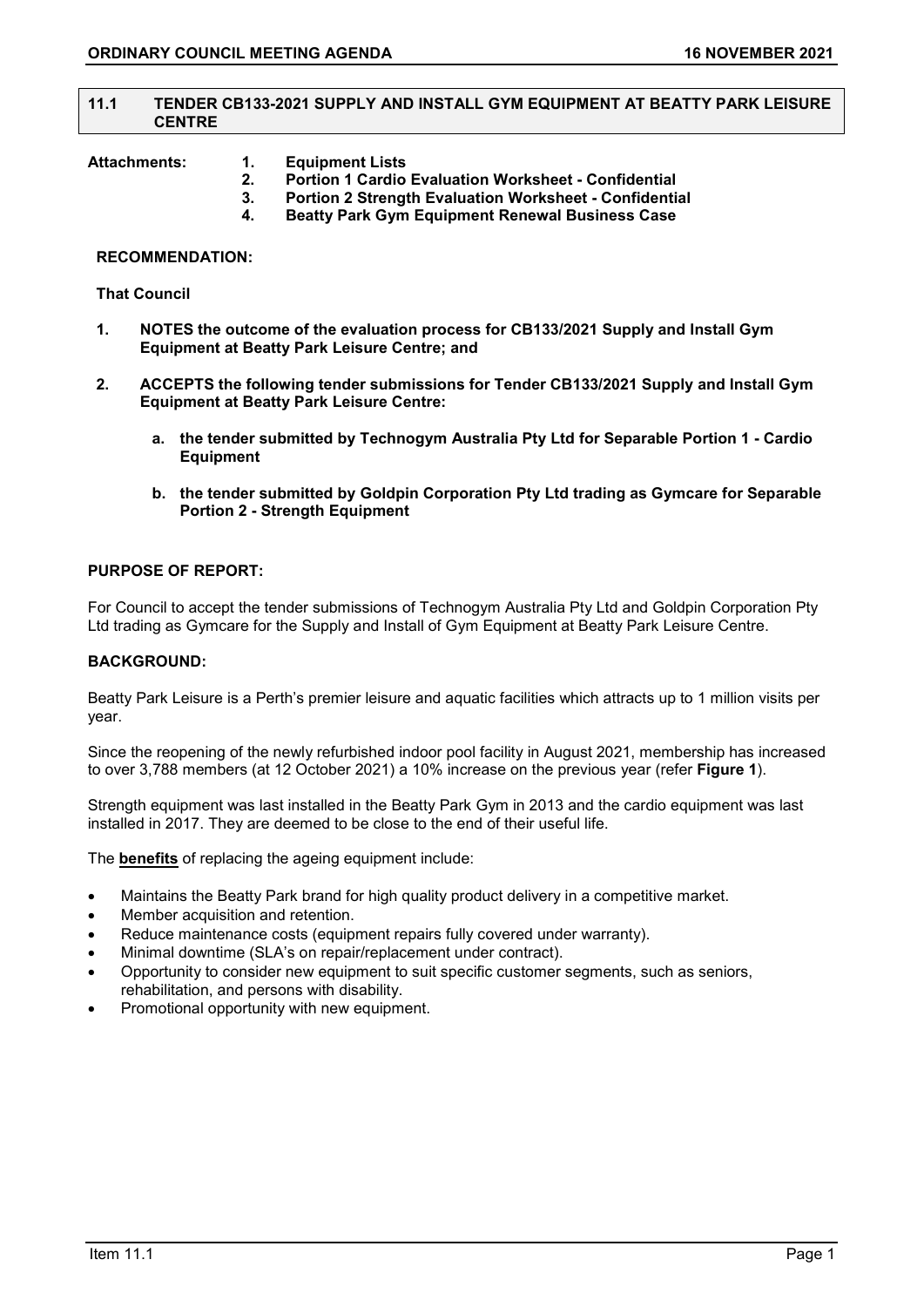## 11.1 TENDER CB133-2021 SUPPLY AND INSTALL GYM EQUIPMENT AT BEATTY PARK LEISURE CENTRE

**Attachments:**

1. **Equipment Lists**
2. **Portion 1 Cardio Evaluation Worksheet - Confidential**
3. **Portion 2 Strength Evaluation Worksheet - Confidential**
4. **Beatty Park Gym Equipment Renewal Business Case**

**RECOMMENDATION:**

**That Council**

1. **NOTES the outcome of the evaluation process for CB133/2021 Supply and Install Gym Equipment at Beatty Park Leisure Centre; and**

2. **ACCEPTS the following tender submissions for Tender CB133/2021 Supply and Install Gym Equipment at Beatty Park Leisure Centre:**

   a. **the tender submitted by Technogym Australia Pty Ltd for Separable Portion 1 - Cardio Equipment**

   b. **the tender submitted by Goldpin Corporation Pty Ltd trading as Gymcare for Separable Portion 2 - Strength Equipment**

**PURPOSE OF REPORT:**

For Council to accept the tender submissions of Technogym Australia Pty Ltd and Goldpin Corporation Pty Ltd trading as Gymcare for the Supply and Install of Gym Equipment at Beatty Park Leisure Centre.

**BACKGROUND:**

Beatty Park Leisure is a Perth's premier leisure and aquatic facilities which attracts up to 1 million visits per year.

Since the reopening of the newly refurbished indoor pool facility in August 2021, membership has increased to over 3,788 members (at 12 October 2021) a 10% increase on the previous year (refer **Figure 1**).

Strength equipment was last installed in the Beatty Park Gym in 2013 and the cardio equipment was last installed in 2017. They are deemed to be close to the end of their useful life.

The **benefits** of replacing the ageing equipment include:

- Maintains the Beatty Park brand for high quality product delivery in a competitive market.
- Member acquisition and retention.
- Reduce maintenance costs (equipment repairs fully covered under warranty).
- Minimal downtime (SLA's on repair/replacement under contract).
- Opportunity to consider new equipment to suit specific customer segments, such as seniors, rehabilitation, and persons with disability.
- Promotional opportunity with new equipment.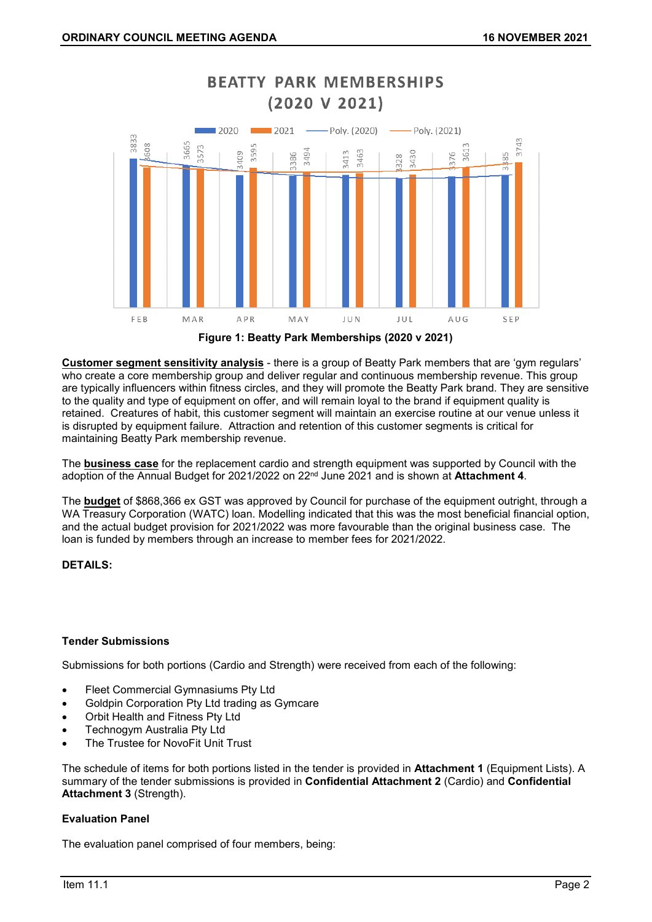**BEATTY PARK MEMBERSHIPS (2020 V 2021)**

| | FEB | MAR | APR | MAY | JUN | JUL | AUG | SEP |
|---|---|---|---|---|---|---|---|---|
| 2020 | 3833 | 3665 | 3409 | 3386 | 3413 | 3328 | 3376 | 3385 |
| 2021 | 3608 | 3573 | 3595 | 3494 | 3463 | 3430 | 3613 | 3743 |

**Figure 1: Beatty Park Memberships (2020 v 2021)**

**Customer segment sensitivity analysis** - there is a group of Beatty Park members that are 'gym regulars' who create a core membership group and deliver regular and continuous membership revenue. This group are typically influencers within fitness circles, and they will promote the Beatty Park brand. They are sensitive to the quality and type of equipment on offer, and will remain loyal to the brand if equipment quality is retained. Creatures of habit, this customer segment will maintain an exercise routine at our venue unless it is disrupted by equipment failure. Attraction and retention of this customer segments is critical for maintaining Beatty Park membership revenue.

The **business case** for the replacement cardio and strength equipment was supported by Council with the adoption of the Annual Budget for 2021/2022 on 22nd June 2021 and is shown at **Attachment 4**.

The **budget** of $868,366 ex GST was approved by Council for purchase of the equipment outright, through a WA Treasury Corporation (WATC) loan. Modelling indicated that this was the most beneficial financial option, and the actual budget provision for 2021/2022 was more favourable than the original business case. The loan is funded by members through an increase to member fees for 2021/2022.

**DETAILS:**

**Tender Submissions**

Submissions for both portions (Cardio and Strength) were received from each of the following:

- Fleet Commercial Gymnasiums Pty Ltd
- Goldpin Corporation Pty Ltd trading as Gymcare
- Orbit Health and Fitness Pty Ltd
- Technogym Australia Pty Ltd
- The Trustee for NovoFit Unit Trust

The schedule of items for both portions listed in the tender is provided in **Attachment 1** (Equipment Lists). A summary of the tender submissions is provided in **Confidential Attachment 2** (Cardio) and **Confidential Attachment 3** (Strength).

**Evaluation Panel**

The evaluation panel comprised of four members, being: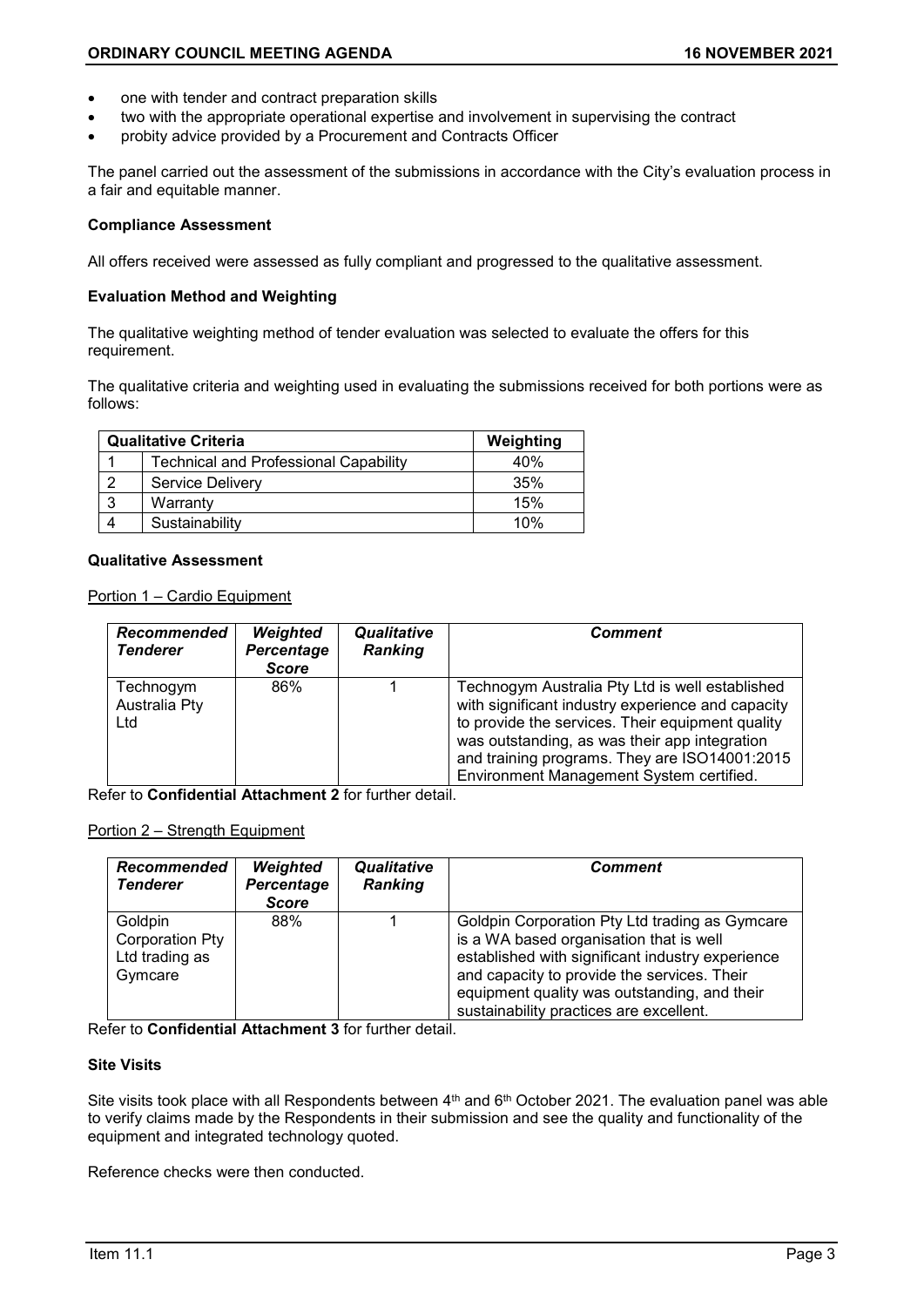- one with tender and contract preparation skills
- two with the appropriate operational expertise and involvement in supervising the contract
- probity advice provided by a Procurement and Contracts Officer

The panel carried out the assessment of the submissions in accordance with the City's evaluation process in a fair and equitable manner.

**Compliance Assessment**

All offers received were assessed as fully compliant and progressed to the qualitative assessment.

**Evaluation Method and Weighting**

The qualitative weighting method of tender evaluation was selected to evaluate the offers for this requirement.

The qualitative criteria and weighting used in evaluating the submissions received for both portions were as follows:

| Qualitative Criteria | | Weighting |
|---|---|---|
| 1 | Technical and Professional Capability | 40% |
| 2 | Service Delivery | 35% |
| 3 | Warranty | 15% |
| 4 | Sustainability | 10% |

**Qualitative Assessment**

Portion 1 – Cardio Equipment

| *Recommended Tenderer* | *Weighted Percentage Score* | *Qualitative Ranking* | *Comment* |
|---|---|---|---|
| Technogym Australia Pty Ltd | 86% | 1 | Technogym Australia Pty Ltd is well established with significant industry experience and capacity to provide the services. Their equipment quality was outstanding, as was their app integration and training programs. They are ISO14001:2015 Environment Management System certified. |

Refer to **Confidential Attachment 2** for further detail.

Portion 2 – Strength Equipment

| *Recommended Tenderer* | *Weighted Percentage Score* | *Qualitative Ranking* | *Comment* |
|---|---|---|---|
| Goldpin Corporation Pty Ltd trading as Gymcare | 88% | 1 | Goldpin Corporation Pty Ltd trading as Gymcare is a WA based organisation that is well established with significant industry experience and capacity to provide the services. Their equipment quality was outstanding, and their sustainability practices are excellent. |

Refer to **Confidential Attachment 3** for further detail.

**Site Visits**

Site visits took place with all Respondents between 4th and 6th October 2021. The evaluation panel was able to verify claims made by the Respondents in their submission and see the quality and functionality of the equipment and integrated technology quoted.

Reference checks were then conducted.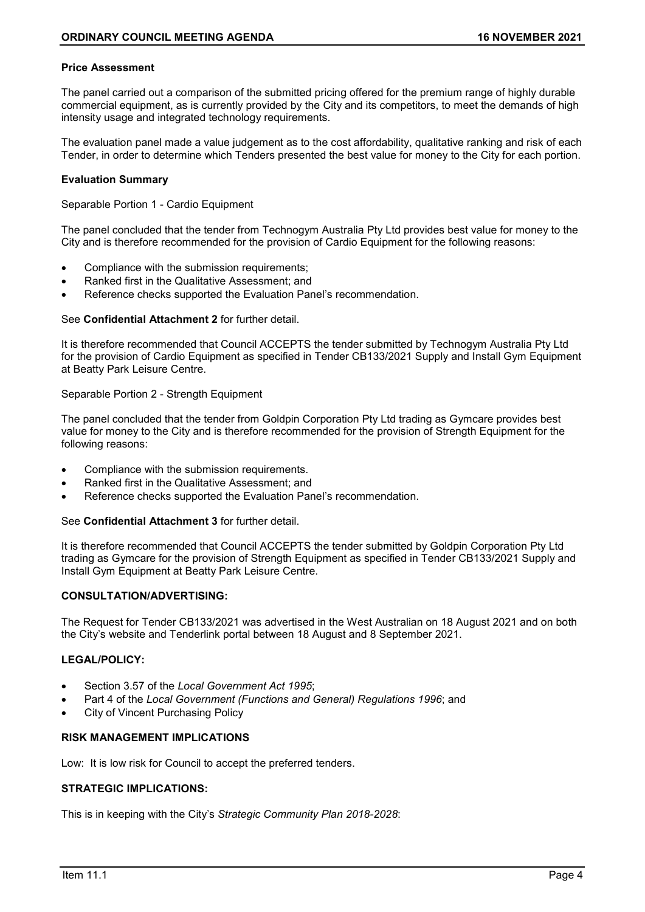**Price Assessment**

The panel carried out a comparison of the submitted pricing offered for the premium range of highly durable commercial equipment, as is currently provided by the City and its competitors, to meet the demands of high intensity usage and integrated technology requirements.

The evaluation panel made a value judgement as to the cost affordability, qualitative ranking and risk of each Tender, in order to determine which Tenders presented the best value for money to the City for each portion.

**Evaluation Summary**

Separable Portion 1 - Cardio Equipment

The panel concluded that the tender from Technogym Australia Pty Ltd provides best value for money to the City and is therefore recommended for the provision of Cardio Equipment for the following reasons:

- Compliance with the submission requirements;
- Ranked first in the Qualitative Assessment; and
- Reference checks supported the Evaluation Panel's recommendation.

See **Confidential Attachment 2** for further detail.

It is therefore recommended that Council ACCEPTS the tender submitted by Technogym Australia Pty Ltd for the provision of Cardio Equipment as specified in Tender CB133/2021 Supply and Install Gym Equipment at Beatty Park Leisure Centre.

Separable Portion 2 - Strength Equipment

The panel concluded that the tender from Goldpin Corporation Pty Ltd trading as Gymcare provides best value for money to the City and is therefore recommended for the provision of Strength Equipment for the following reasons:

- Compliance with the submission requirements.
- Ranked first in the Qualitative Assessment; and
- Reference checks supported the Evaluation Panel's recommendation.

See **Confidential Attachment 3** for further detail.

It is therefore recommended that Council ACCEPTS the tender submitted by Goldpin Corporation Pty Ltd trading as Gymcare for the provision of Strength Equipment as specified in Tender CB133/2021 Supply and Install Gym Equipment at Beatty Park Leisure Centre.

**CONSULTATION/ADVERTISING:**

The Request for Tender CB133/2021 was advertised in the West Australian on 18 August 2021 and on both the City's website and Tenderlink portal between 18 August and 8 September 2021.

**LEGAL/POLICY:**

- Section 3.57 of the *Local Government Act 1995*;
- Part 4 of the *Local Government (Functions and General) Regulations 1996*; and
- City of Vincent Purchasing Policy

**RISK MANAGEMENT IMPLICATIONS**

Low: It is low risk for Council to accept the preferred tenders.

**STRATEGIC IMPLICATIONS:**

This is in keeping with the City's *Strategic Community Plan 2018-2028*: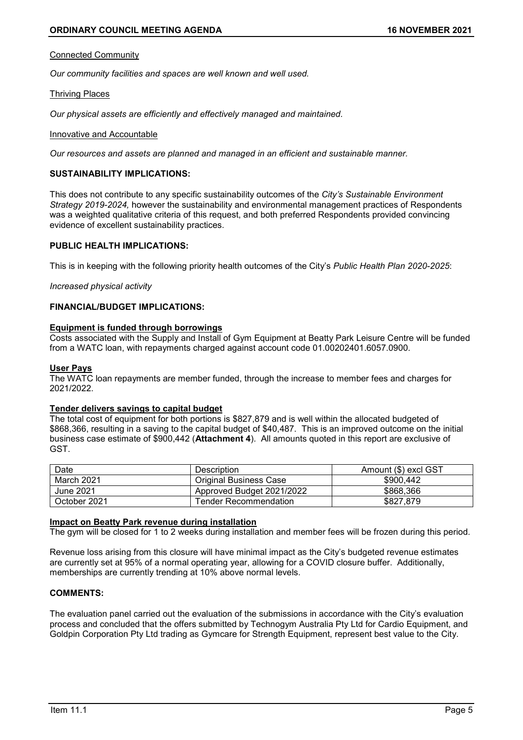Connected Community

*Our community facilities and spaces are well known and well used.*

Thriving Places

*Our physical assets are efficiently and effectively managed and maintained.*

Innovative and Accountable

*Our resources and assets are planned and managed in an efficient and sustainable manner.*

**SUSTAINABILITY IMPLICATIONS:**

This does not contribute to any specific sustainability outcomes of the *City's Sustainable Environment Strategy 2019-2024,* however the sustainability and environmental management practices of Respondents was a weighted qualitative criteria of this request, and both preferred Respondents provided convincing evidence of excellent sustainability practices.

**PUBLIC HEALTH IMPLICATIONS:**

This is in keeping with the following priority health outcomes of the City's *Public Health Plan 2020-2025*:

*Increased physical activity*

**FINANCIAL/BUDGET IMPLICATIONS:**

**Equipment is funded through borrowings**

Costs associated with the Supply and Install of Gym Equipment at Beatty Park Leisure Centre will be funded from a WATC loan, with repayments charged against account code 01.00202401.6057.0900.

**User Pays**

The WATC loan repayments are member funded, through the increase to member fees and charges for 2021/2022.

**Tender delivers savings to capital budget**

The total cost of equipment for both portions is $827,879 and is well within the allocated budgeted of $868,366, resulting in a saving to the capital budget of $40,487. This is an improved outcome on the initial business case estimate of $900,442 (**Attachment 4**). All amounts quoted in this report are exclusive of GST.

| Date | Description | Amount ($) excl GST |
|---|---|---|
| March 2021 | Original Business Case | $900,442 |
| June 2021 | Approved Budget 2021/2022 | $868,366 |
| October 2021 | Tender Recommendation | $827,879 |

**Impact on Beatty Park revenue during installation**

The gym will be closed for 1 to 2 weeks during installation and member fees will be frozen during this period.

Revenue loss arising from this closure will have minimal impact as the City's budgeted revenue estimates are currently set at 95% of a normal operating year, allowing for a COVID closure buffer. Additionally, memberships are currently trending at 10% above normal levels.

**COMMENTS:**

The evaluation panel carried out the evaluation of the submissions in accordance with the City's evaluation process and concluded that the offers submitted by Technogym Australia Pty Ltd for Cardio Equipment, and Goldpin Corporation Pty Ltd trading as Gymcare for Strength Equipment, represent best value to the City.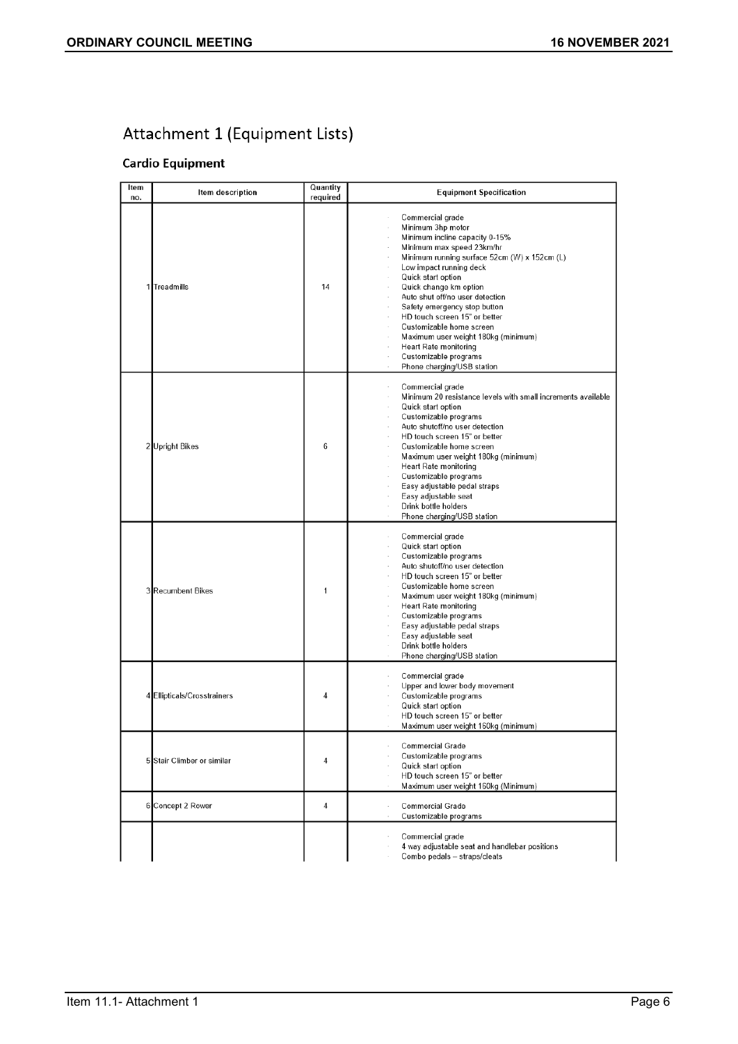# Attachment 1 (Equipment Lists)

## Cardio Equipment

| Item no. | Item description | Quantity required | Equipment Specification |
|---|---|---|---|
| 1 | Treadmills | 14 | · Commercial grade<br>· Minimum 3hp motor<br>· Minimum incline capacity 0-15%<br>· Minimum max speed 23km/hr<br>· Minimum running surface 52cm (W) x 152cm (L)<br>· Low impact running deck<br>· Quick start option<br>· Quick change km option<br>· Auto shut off/no user detection<br>· Safety emergency stop button<br>· HD touch screen 15" or better<br>· Customizable home screen<br>· Maximum user weight 180kg (minimum)<br>· Heart Rate monitoring<br>· Customizable programs<br>· Phone charging/USB station |
| 2 | Upright Bikes | 6 | · Commercial grade<br>· Minimum 20 resistance levels with small increments available<br>· Quick start option<br>· Customizable programs<br>· Auto shutoff/no user detection<br>· HD touch screen 15" or better<br>· Customizable home screen<br>· Maximum user weight 180kg (minimum)<br>· Heart Rate monitoring<br>· Customizable programs<br>· Easy adjustable pedal straps<br>· Easy adjustable seat<br>· Drink bottle holders<br>· Phone charging/USB station |
| 3 | Recumbent Bikes | 1 | · Commercial grade<br>· Quick start option<br>· Customizable programs<br>· Auto shutoff/no user detection<br>· HD touch screen 15" or better<br>· Customizable home screen<br>· Maximum user weight 180kg (minimum)<br>· Heart Rate monitoring<br>· Customizable programs<br>· Easy adjustable pedal straps<br>· Easy adjustable seat<br>· Drink bottle holders<br>· Phone charging/USB station |
| 4 | Ellipticals/Crosstrainers | 4 | · Commercial grade<br>· Upper and lower body movement<br>· Customizable programs<br>· Quick start option<br>· HD touch screen 15" or better<br>· Maximum user weight 160kg (minimum) |
| 5 | Stair Climber or similar | 4 | · Commercial Grade<br>· Customizable programs<br>· Quick start option<br>· HD touch screen 15" or better<br>· Maximum user weight 160kg (Minimum) |
| 6 | Concept 2 Rower | 4 | · Commercial Grade<br>· Customizable programs |
| | | | · Commercial grade<br>· 4 way adjustable seat and handlebar positions<br>· Combo pedals – straps/cleats |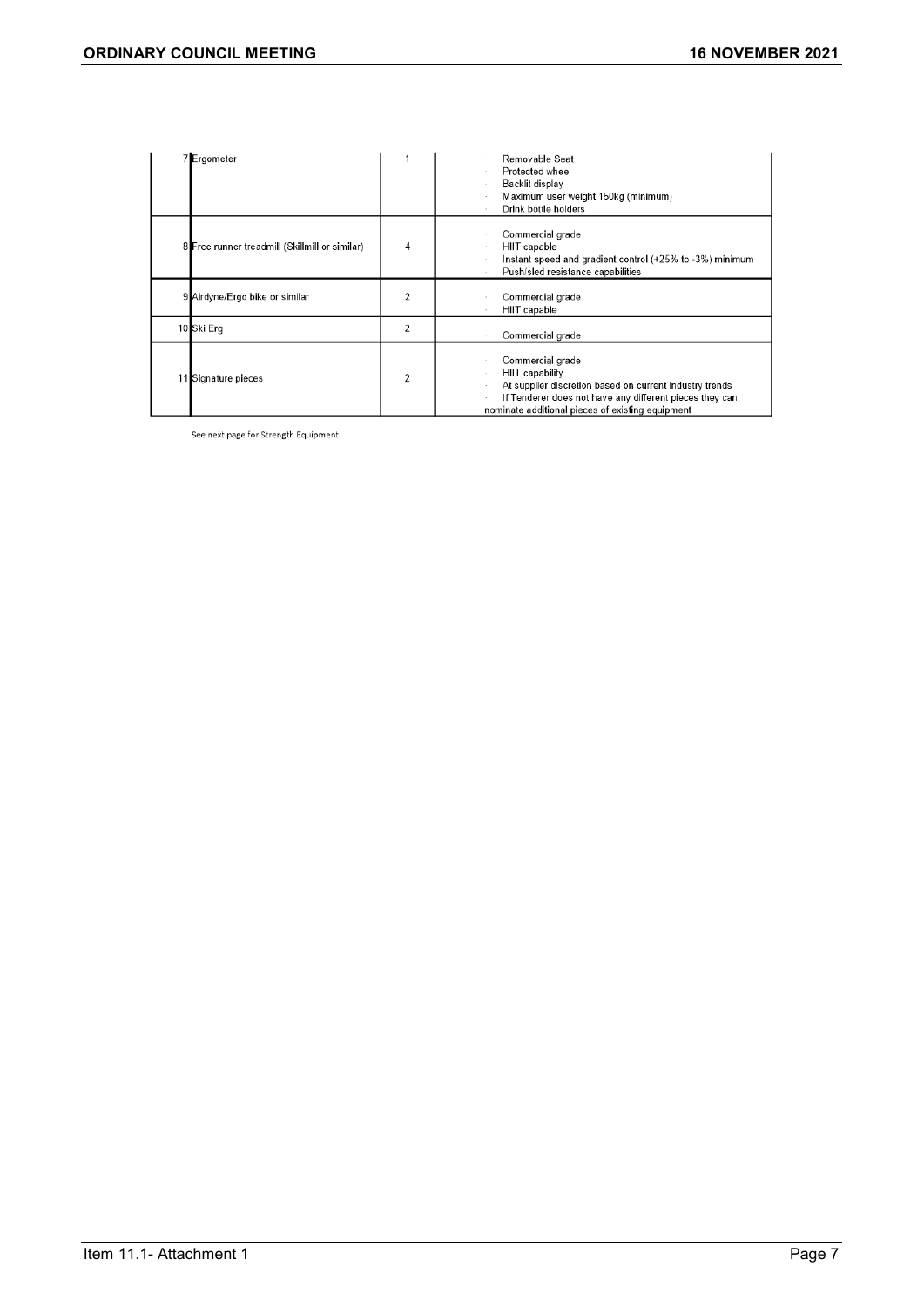| | | | |
|---|---|---|---|
| 7 | Ergometer | 1 | · Removable Seat<br>· Protected wheel<br>· Backlit display<br>· Maximum user weight 150kg (minimum)<br>· Drink bottle holders |
| 8 | Free runner treadmill (Skillmill or similar) | 4 | · Commercial grade<br>· HIIT capable<br>· Instant speed and gradient control (+25% to -3%) minimum<br>· Push/sled resistance capabilities |
| 9 | Airdyne/Ergo bike or similar | 2 | · Commercial grade<br>· HIIT capable |
| 10 | Ski Erg | 2 | · Commercial grade |
| 11 | Signature pieces | 2 | · Commercial grade<br>· HIIT capability<br>· At supplier discretion based on current industry trends<br>· If Tenderer does not have any different pieces they can nominate additional pieces of existing equipment |

See next page for Strength Equipment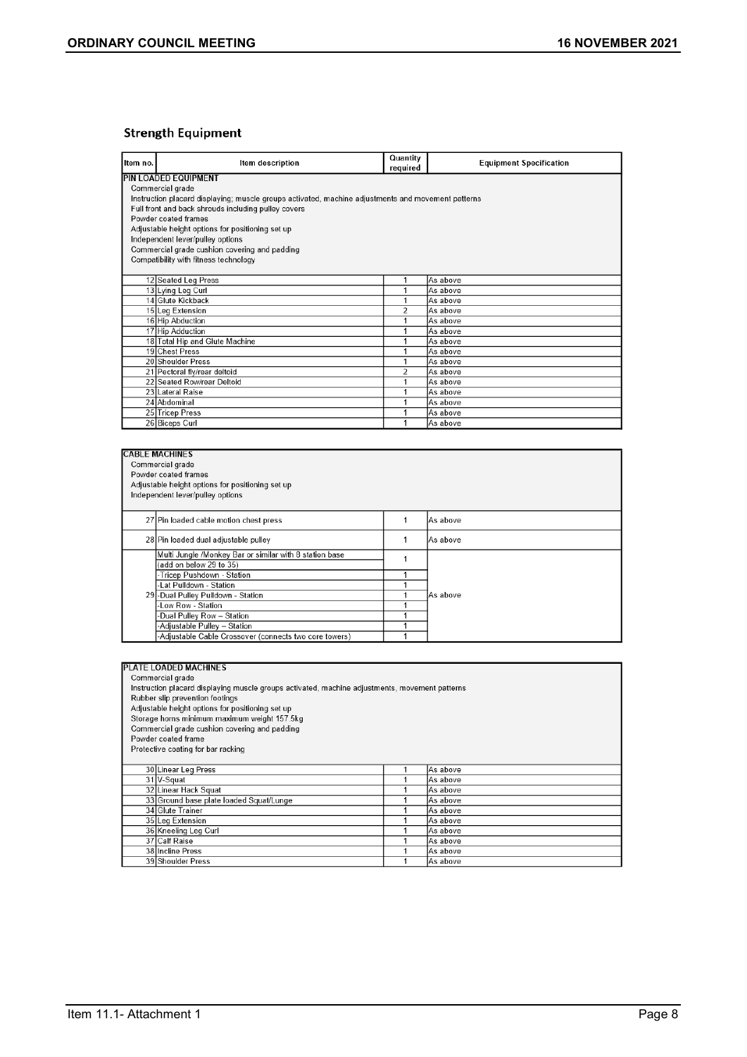## Strength Equipment

| Item no. | Item description | Quantity required | Equipment Specification |
|---|---|---|---|
| **PIN LOADED EQUIPMENT**<br>Commercial grade<br>Instruction placard displaying; muscle groups activated, machine adjustments and movement patterns<br>Full front and back shrouds including pulley covers<br>Powder coated frames<br>Adjustable height options for positioning set up<br>Independent lever/pulley options<br>Commercial grade cushion covering and padding<br>Compatibility with fitness technology | | | |
| 12 | Seated Leg Press | 1 | As above |
| 13 | Lying Leg Curl | 1 | As above |
| 14 | Glute Kickback | 1 | As above |
| 15 | Leg Extension | 2 | As above |
| 16 | Hip Abduction | 1 | As above |
| 17 | Hip Adduction | 1 | As above |
| 18 | Total Hip and Glute Machine | 1 | As above |
| 19 | Chest Press | 1 | As above |
| 20 | Shoulder Press | 1 | As above |
| 21 | Pectoral fly/rear deltoid | 2 | As above |
| 22 | Seated Row/rear Deltoid | 1 | As above |
| 23 | Lateral Raise | 1 | As above |
| 24 | Abdominal | 1 | As above |
| 25 | Tricep Press | 1 | As above |
| 26 | Biceps Curl | 1 | As above |

| Item no. | Item description | Quantity required | Equipment Specification |
|---|---|---|---|
| **CABLE MACHINES**<br>Commercial grade<br>Powder coated frames<br>Adjustable height options for positioning set up<br>Independent lever/pulley options | | | |
| 27 | Pin loaded cable motion chest press | 1 | As above |
| 28 | Pin loaded dual adjustable pulley | 1 | As above |
| 29 | Multi Jungle /Monkey Bar or similar with 8 station base (add on below 29 to 35) | 1 | As above |
| | -Tricep Pushdown - Station | 1 | |
| | -Lat Pulldown - Station | 1 | |
| | -Dual Pulley Pulldown - Station | 1 | |
| | -Low Row - Station | 1 | |
| | -Dual Pulley Row – Station | 1 | |
| | -Adjustable Pulley – Station | 1 | |
| | -Adjustable Cable Crossover (connects two core towers) | 1 | |

| Item no. | Item description | Quantity required | Equipment Specification |
|---|---|---|---|
| **PLATE LOADED MACHINES**<br>Commercial grade<br>Instruction placard displaying muscle groups activated, machine adjustments, movement patterns<br>Rubber slip prevention footings<br>Adjustable height options for positioning set up<br>Storage horns minimum maximum weight 157.5kg<br>Commercial grade cushion covering and padding<br>Powder coated frame<br>Protective coating for bar racking | | | |
| 30 | Linear Leg Press | 1 | As above |
| 31 | V-Squat | 1 | As above |
| 32 | Linear Hack Squat | 1 | As above |
| 33 | Ground base plate loaded Squat/Lunge | 1 | As above |
| 34 | Glute Trainer | 1 | As above |
| 35 | Leg Extension | 1 | As above |
| 36 | Kneeling Leg Curl | 1 | As above |
| 37 | Calf Raise | 1 | As above |
| 38 | Incline Press | 1 | As above |
| 39 | Shoulder Press | 1 | As above |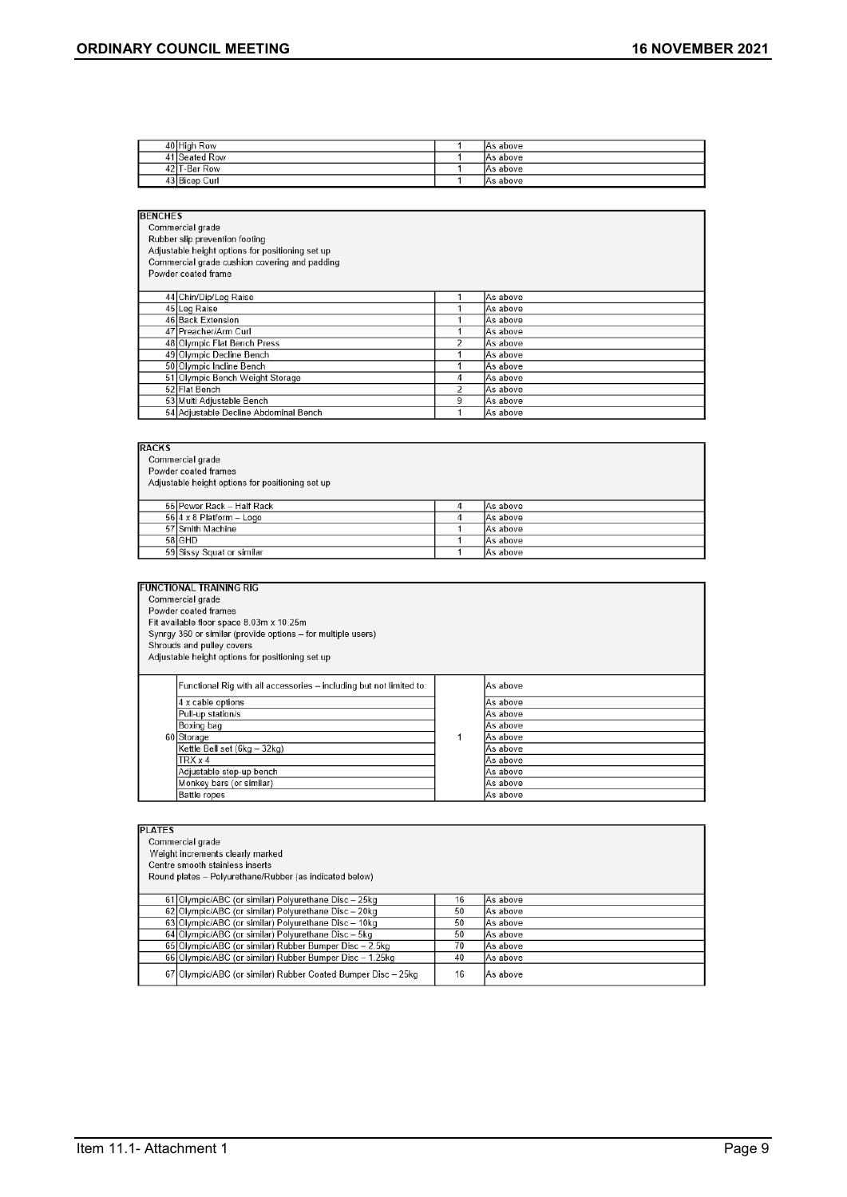| | | | |
|---|---|---|---|
| 40 | High Row | 1 | As above |
| 41 | Seated Row | 1 | As above |
| 42 | T-Bar Row | 1 | As above |
| 43 | Bicep Curl | 1 | As above |

**BENCHES**

Commercial grade
Rubber slip prevention footing
Adjustable height options for positioning set up
Commercial grade cushion covering and padding
Powder coated frame

| | | | |
|---|---|---|---|
| 44 | Chin/Dip/Leg Raise | 1 | As above |
| 45 | Leg Raise | 1 | As above |
| 46 | Back Extension | 1 | As above |
| 47 | Preacher/Arm Curl | 1 | As above |
| 48 | Olympic Flat Bench Press | 2 | As above |
| 49 | Olympic Decline Bench | 1 | As above |
| 50 | Olympic Incline Bench | 1 | As above |
| 51 | Olympic Bench Weight Storage | 4 | As above |
| 52 | Flat Bench | 2 | As above |
| 53 | Multi Adjustable Bench | 9 | As above |
| 54 | Adjustable Decline Abdominal Bench | 1 | As above |

**RACKS**

Commercial grade
Powder coated frames
Adjustable height options for positioning set up

| | | | |
|---|---|---|---|
| 55 | Power Rack – Half Rack | 4 | As above |
| 56 | 4 x 8 Platform – Logo | 4 | As above |
| 57 | Smith Machine | 1 | As above |
| 58 | GHD | 1 | As above |
| 59 | Sissy Squat or similar | 1 | As above |

**FUNCTIONAL TRAINING RIG**

Commercial grade
Powder coated frames
Fit available floor space 8.03m x 10.25m
Synrgy 360 or similar (provide options – for multiple users)
Shrouds and pulley covers
Adjustable height options for positioning set up

| | | | |
|---|---|---|---|
| 60 | Functional Rig with all accessories – including but not limited to: | 1 | As above |
| | 4 x cable options | | As above |
| | Pull-up station/s | | As above |
| | Boxing bag | | As above |
| | Storage | | As above |
| | Kettle Bell set (6kg – 32kg) | | As above |
| | TRX x 4 | | As above |
| | Adjustable step-up bench | | As above |
| | Monkey bars (or similar) | | As above |
| | Battle ropes | | As above |

**PLATES**

Commercial grade
Weight increments clearly marked
Centre smooth stainless inserts
Round plates – Polyurethane/Rubber (as indicated below)

| | | | |
|---|---|---|---|
| 61 | Olympic/ABC (or similar) Polyurethane Disc – 25kg | 16 | As above |
| 62 | Olympic/ABC (or similar) Polyurethane Disc – 20kg | 50 | As above |
| 63 | Olympic/ABC (or similar) Polyurethane Disc – 10kg | 50 | As above |
| 64 | Olympic/ABC (or similar) Polyurethane Disc – 5kg | 50 | As above |
| 65 | Olympic/ABC (or similar) Rubber Bumper Disc – 2.5kg | 70 | As above |
| 66 | Olympic/ABC (or similar) Rubber Bumper Disc – 1.25kg | 40 | As above |
| 67 | Olympic/ABC (or similar) Rubber Coated Bumper Disc – 25kg | 16 | As above |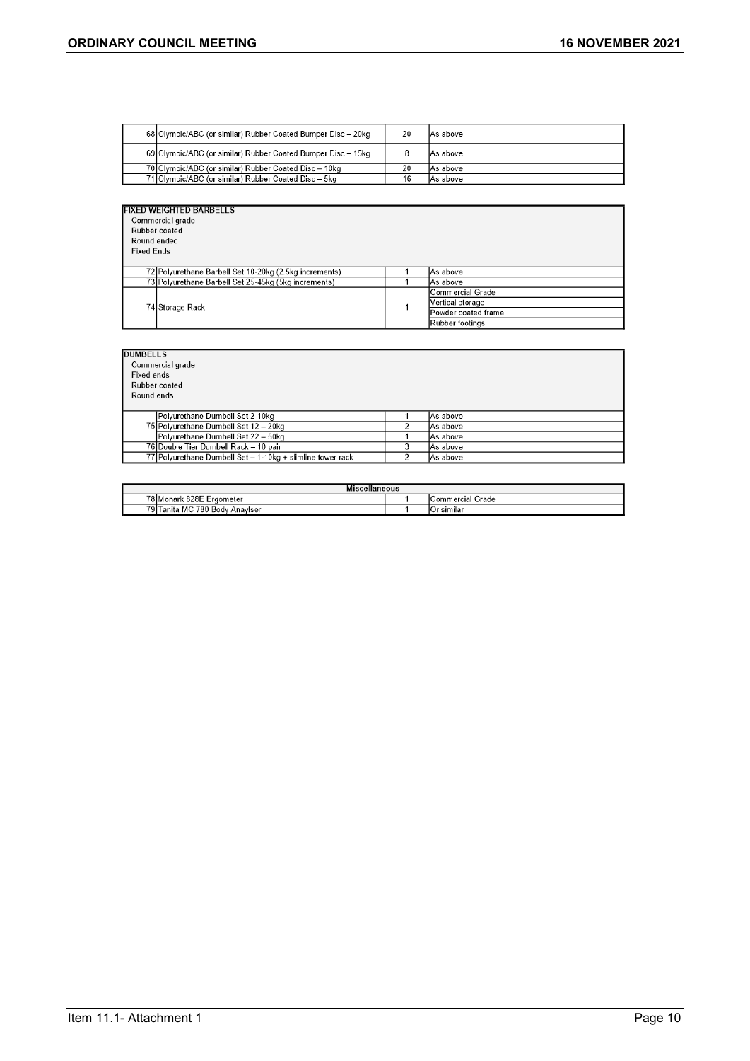| No. | Item | Qty | Specification |
|---|---|---|---|
| 68 | Olympic/ABC (or similar) Rubber Coated Bumper Disc – 20kg | 20 | As above |
| 69 | Olympic/ABC (or similar) Rubber Coated Bumper Disc – 15kg | 8 | As above |
| 70 | Olympic/ABC (or similar) Rubber Coated Disc – 10kg | 20 | As above |
| 71 | Olympic/ABC (or similar) Rubber Coated Disc – 5kg | 16 | As above |

| No. | Item | Qty | Specification |
|---|---|---|---|
| **FIXED WEIGHTED BARBELLS**<br>Commercial grade<br>Rubber coated<br>Round ended<br>Fixed Ends | | | |
| 72 | Polyurethane Barbell Set 10-20kg (2.5kg increments) | 1 | As above |
| 73 | Polyurethane Barbell Set 25-45kg (5kg increments) | 1 | As above |
| 74 | Storage Rack | 1 | Commercial Grade<br>Vertical storage<br>Powder coated frame<br>Rubber footings |

| No. | Item | Qty | Specification |
|---|---|---|---|
| **DUMBELLS**<br>Commercial grade<br>Fixed ends<br>Rubber coated<br>Round ends | | | |
| 75 | Polyurethane Dumbell Set 2-10kg | 1 | As above |
| | Polyurethane Dumbell Set 12 – 20kg | 2 | As above |
| | Polyurethane Dumbell Set 22 – 50kg | 1 | As above |
| 76 | Double Tier Dumbell Rack – 10 pair | 3 | As above |
| 77 | Polyurethane Dumbell Set – 1-10kg + slimline tower rack | 2 | As above |

| **Miscellaneous** | | | |
|---|---|---|---|
| 78 | Monark 828E Ergometer | 1 | Commercial Grade |
| 79 | Tanita MC 780 Body Anaylser | 1 | Or similar |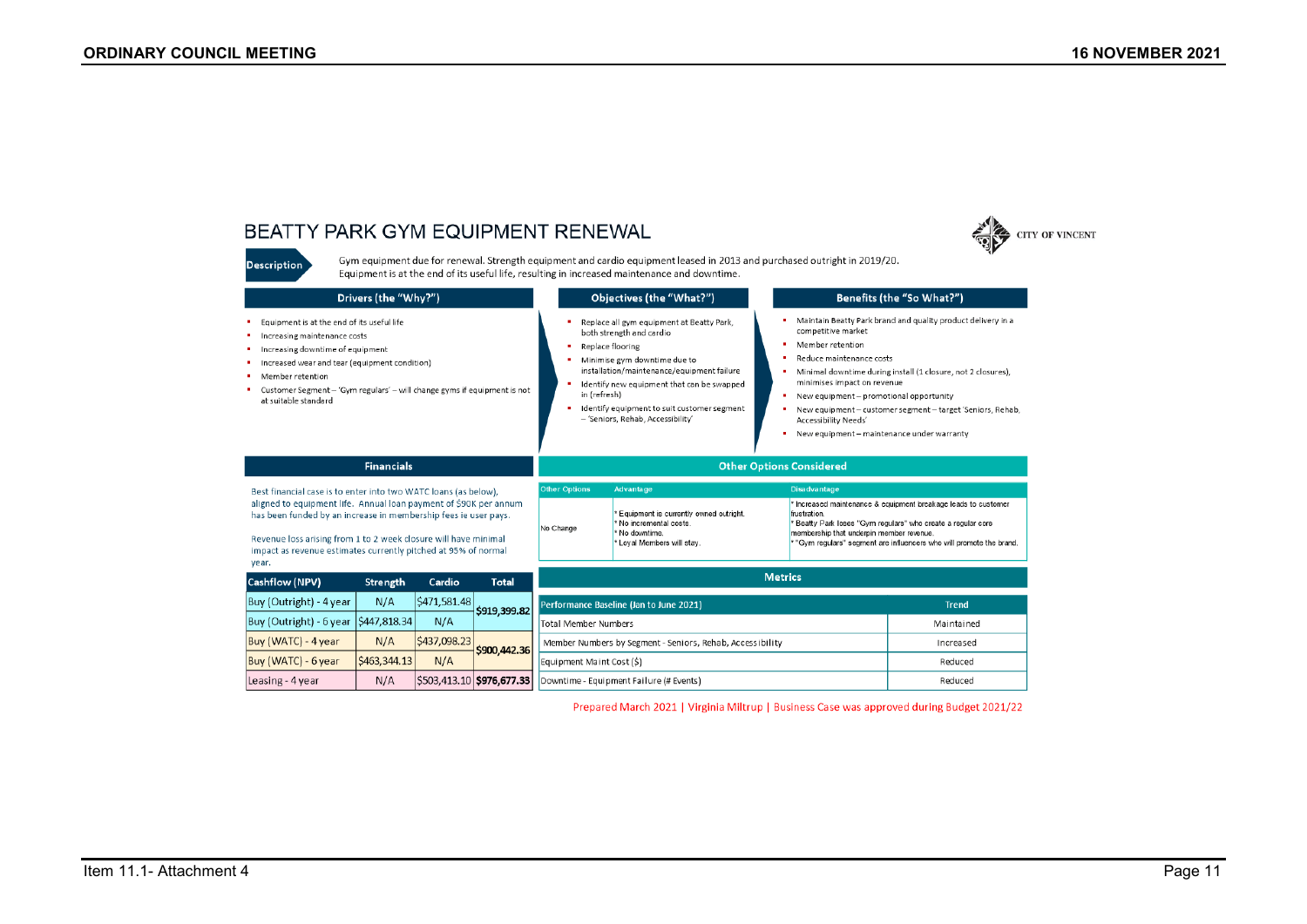# BEATTY PARK GYM EQUIPMENT RENEWAL

CITY OF VINCENT

**Description**

Gym equipment due for renewal. Strength equipment and cardio equipment leased in 2013 and purchased outright in 2019/20. Equipment is at the end of its useful life, resulting in increased maintenance and downtime.

## Drivers (the "Why?")

- Equipment is at the end of its useful life
- Increasing maintenance costs
- Increasing downtime of equipment
- Increased wear and tear (equipment condition)
- Member retention
- Customer Segment – 'Gym regulars' – will change gyms if equipment is not at suitable standard

## Objectives (the "What?")

- Replace all gym equipment at Beatty Park, both strength and cardio
- Replace flooring
- Minimise gym downtime due to installation/maintenance/equipment failure
- Identify new equipment that can be swapped in (refresh)
- Identify equipment to suit customer segment – 'Seniors, Rehab, Accessibility'

## Benefits (the "So What?")

- Maintain Beatty Park brand and quality product delivery in a competitive market
- Member retention
- Reduce maintenance costs
- Minimal downtime during install (1 closure, not 2 closures), minimises impact on revenue
- New equipment – promotional opportunity
- New equipment – customer segment – target 'Seniors, Rehab, Accessibility Needs'
- New equipment – maintenance under warranty

## Financials

Best financial case is to enter into two WATC loans (as below), aligned to equipment life. Annual loan payment of $90K per annum has been funded by an increase in membership fees ie user pays.

Revenue loss arising from 1 to 2 week closure will have minimal impact as revenue estimates currently pitched at 95% of normal year.

| Cashflow (NPV) | Strength | Cardio | Total |
|---|---|---|---|
| Buy (Outright) - 4 year | N/A | $471,581.48 | $919,399.82 |
| Buy (Outright) - 6 year | $447,818.34 | N/A | |
| Buy (WATC) - 4 year | N/A | $437,098.23 | $900,442.36 |
| Buy (WATC) - 6 year | $463,344.13 | N/A | |
| Leasing - 4 year | N/A | $503,413.10 | $976,677.33 |

## Other Options Considered

| Other Options | Advantage | Disadvantage |
|---|---|---|
| No Change | * Equipment is currently owned outright.<br>* No incremental costs.<br>* No downtime.<br>* Loyal Members will stay. | * Increased maintenance & equipment breakage leads to customer frustration.<br>* Beatty Park loses "Gym regulars" who create a regular core membership that underpin member revenue.<br>* "Gym regulars" segment are influencers who will promote the brand. |

## Metrics

| Performance Baseline (Jan to June 2021) | Trend |
|---|---|
| Total Member Numbers | Maintained |
| Member Numbers by Segment - Seniors, Rehab, Accessibility | Increased |
| Equipment Maint Cost ($) | Reduced |
| Downtime - Equipment Failure (# Events) | Reduced |

Prepared March 2021 | Virginia Miltrup | Business Case was approved during Budget 2021/22